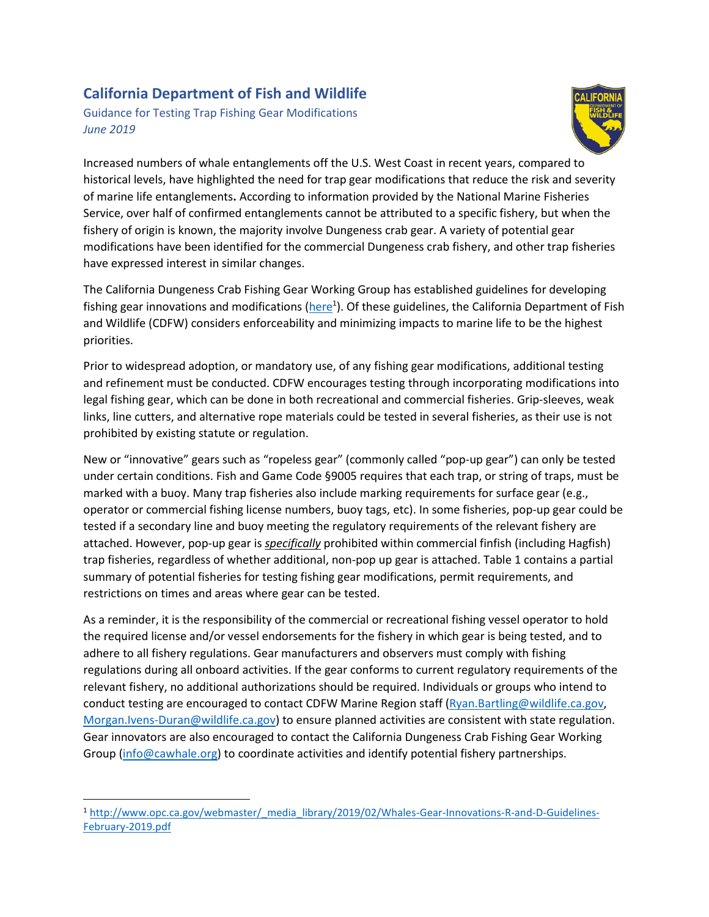# California Department of Fish and Wildlife

Guidance for Testing Trap Fishing Gear Modifications

*June 2019*

Increased numbers of whale entanglements off the U.S. West Coast in recent years, compared to historical levels, have highlighted the need for trap gear modifications that reduce the risk and severity of marine life entanglements**.** According to information provided by the National Marine Fisheries Service, over half of confirmed entanglements cannot be attributed to a specific fishery, but when the fishery of origin is known, the majority involve Dungeness crab gear. A variety of potential gear modifications have been identified for the commercial Dungeness crab fishery, and other trap fisheries have expressed interest in similar changes.

The California Dungeness Crab Fishing Gear Working Group has established guidelines for developing fishing gear innovations and modifications ([here][1]). Of these guidelines, the California Department of Fish and Wildlife (CDFW) considers enforceability and minimizing impacts to marine life to be the highest priorities.

Prior to widespread adoption, or mandatory use, of any fishing gear modifications, additional testing and refinement must be conducted. CDFW encourages testing through incorporating modifications into legal fishing gear, which can be done in both recreational and commercial fisheries. Grip-sleeves, weak links, line cutters, and alternative rope materials could be tested in several fisheries, as their use is not prohibited by existing statute or regulation.

New or "innovative" gears such as "ropeless gear" (commonly called "pop-up gear") can only be tested under certain conditions. Fish and Game Code §9005 requires that each trap, or string of traps, must be marked with a buoy. Many trap fisheries also include marking requirements for surface gear (e.g., operator or commercial fishing license numbers, buoy tags, etc). In some fisheries, pop-up gear could be tested if a secondary line and buoy meeting the regulatory requirements of the relevant fishery are attached. However, pop-up gear is ***specifically*** prohibited within commercial finfish (including Hagfish) trap fisheries, regardless of whether additional, non-pop up gear is attached. Table 1 contains a partial summary of potential fisheries for testing fishing gear modifications, permit requirements, and restrictions on times and areas where gear can be tested.

As a reminder, it is the responsibility of the commercial or recreational fishing vessel operator to hold the required license and/or vessel endorsements for the fishery in which gear is being tested, and to adhere to all fishery regulations. Gear manufacturers and observers must comply with fishing regulations during all onboard activities. If the gear conforms to current regulatory requirements of the relevant fishery, no additional authorizations should be required. Individuals or groups who intend to conduct testing are encouraged to contact CDFW Marine Region staff (Ryan.Bartling@wildlife.ca.gov, Morgan.Ivens-Duran@wildlife.ca.gov) to ensure planned activities are consistent with state regulation. Gear innovators are also encouraged to contact the California Dungeness Crab Fishing Gear Working Group (info@cawhale.org) to coordinate activities and identify potential fishery partnerships.

---

[1] http://www.opc.ca.gov/webmaster/_media_library/2019/02/Whales-Gear-Innovations-R-and-D-Guidelines-February-2019.pdf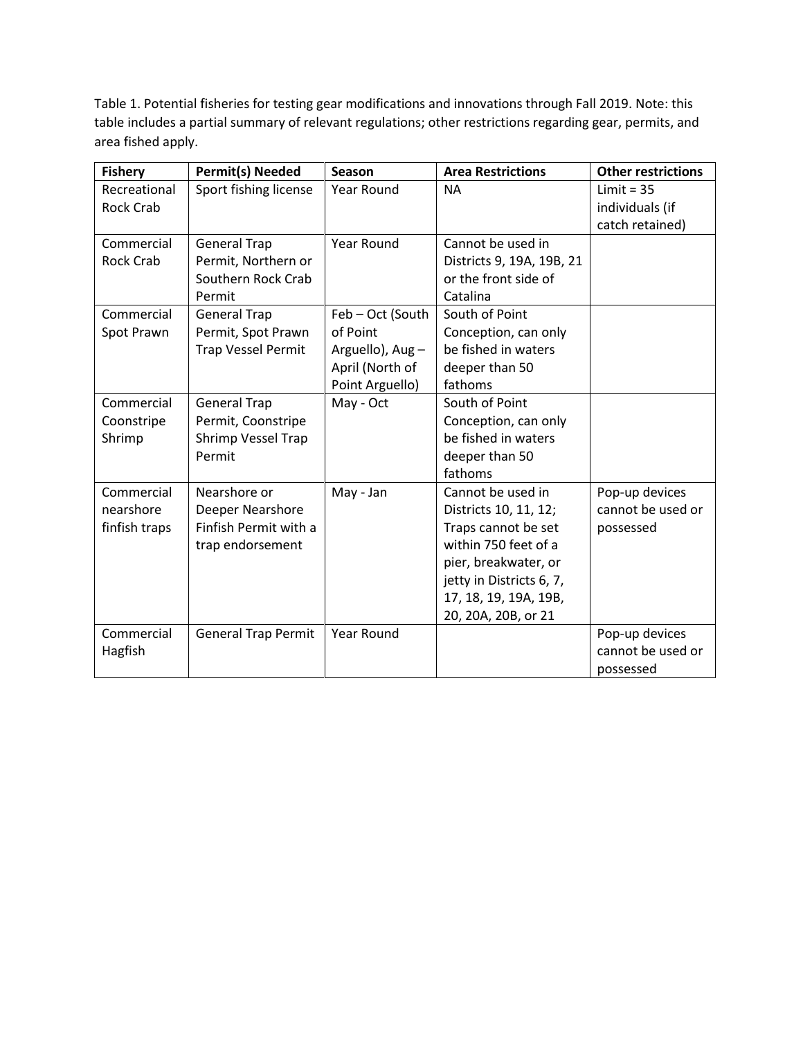Table 1. Potential fisheries for testing gear modifications and innovations through Fall 2019. Note: this table includes a partial summary of relevant regulations; other restrictions regarding gear, permits, and area fished apply.

| Fishery | Permit(s) Needed | Season | Area Restrictions | Other restrictions |
|---|---|---|---|---|
| Recreational Rock Crab | Sport fishing license | Year Round | NA | Limit = 35 individuals (if catch retained) |
| Commercial Rock Crab | General Trap Permit, Northern or Southern Rock Crab Permit | Year Round | Cannot be used in Districts 9, 19A, 19B, 21 or the front side of Catalina | |
| Commercial Spot Prawn | General Trap Permit, Spot Prawn Trap Vessel Permit | Feb – Oct (South of Point Arguello), Aug – April (North of Point Arguello) | South of Point Conception, can only be fished in waters deeper than 50 fathoms | |
| Commercial Coonstripe Shrimp | General Trap Permit, Coonstripe Shrimp Vessel Trap Permit | May - Oct | South of Point Conception, can only be fished in waters deeper than 50 fathoms | |
| Commercial nearshore finfish traps | Nearshore or Deeper Nearshore Finfish Permit with a trap endorsement | May - Jan | Cannot be used in Districts 10, 11, 12; Traps cannot be set within 750 feet of a pier, breakwater, or jetty in Districts 6, 7, 17, 18, 19, 19A, 19B, 20, 20A, 20B, or 21 | Pop-up devices cannot be used or possessed |
| Commercial Hagfish | General Trap Permit | Year Round | | Pop-up devices cannot be used or possessed |